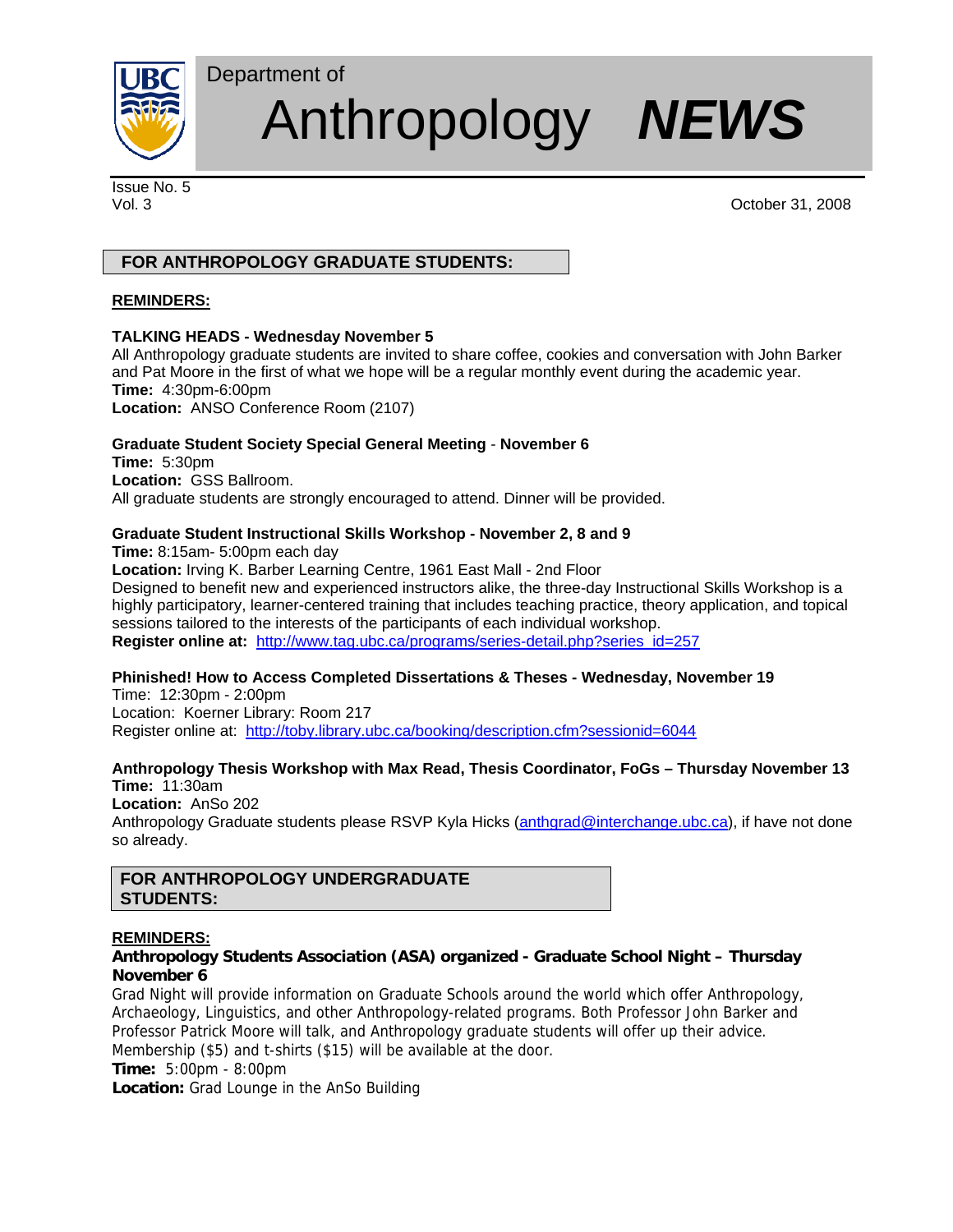# Department of Anthropology *NEWS*

Issue No. 5
Vol. 3

October 31, 2008

## FOR ANTHROPOLOGY GRADUATE STUDENTS:

**REMINDERS:**

**TALKING HEADS - Wednesday November 5**
All Anthropology graduate students are invited to share coffee, cookies and conversation with John Barker and Pat Moore in the first of what we hope will be a regular monthly event during the academic year.
**Time:** 4:30pm-6:00pm
**Location:** ANSO Conference Room (2107)

**Graduate Student Society Special General Meeting** - **November 6**
**Time:** 5:30pm
**Location:** GSS Ballroom.
All graduate students are strongly encouraged to attend. Dinner will be provided.

**Graduate Student Instructional Skills Workshop - November 2, 8 and 9**
**Time:** 8:15am- 5:00pm each day
**Location:** Irving K. Barber Learning Centre, 1961 East Mall - 2nd Floor
Designed to benefit new and experienced instructors alike, the three-day Instructional Skills Workshop is a highly participatory, learner-centered training that includes teaching practice, theory application, and topical sessions tailored to the interests of the participants of each individual workshop.
**Register online at:** http://www.tag.ubc.ca/programs/series-detail.php?series_id=257

**Phinished! How to Access Completed Dissertations & Theses - Wednesday, November 19**
Time: 12:30pm - 2:00pm
Location: Koerner Library: Room 217
Register online at: http://toby.library.ubc.ca/booking/description.cfm?sessionid=6044

**Anthropology Thesis Workshop with Max Read, Thesis Coordinator, FoGs – Thursday November 13**
**Time:** 11:30am
**Location:** AnSo 202
Anthropology Graduate students please RSVP Kyla Hicks (anthgrad@interchange.ubc.ca), if have not done so already.

## FOR ANTHROPOLOGY UNDERGRADUATE STUDENTS:

**REMINDERS:**

**Anthropology Students Association (ASA) organized - Graduate School Night – Thursday November 6**
Grad Night will provide information on Graduate Schools around the world which offer Anthropology, Archaeology, Linguistics, and other Anthropology-related programs. Both Professor John Barker and Professor Patrick Moore will talk, and Anthropology graduate students will offer up their advice. Membership ($5) and t-shirts ($15) will be available at the door.
**Time:** 5:00pm - 8:00pm
**Location:** Grad Lounge in the AnSo Building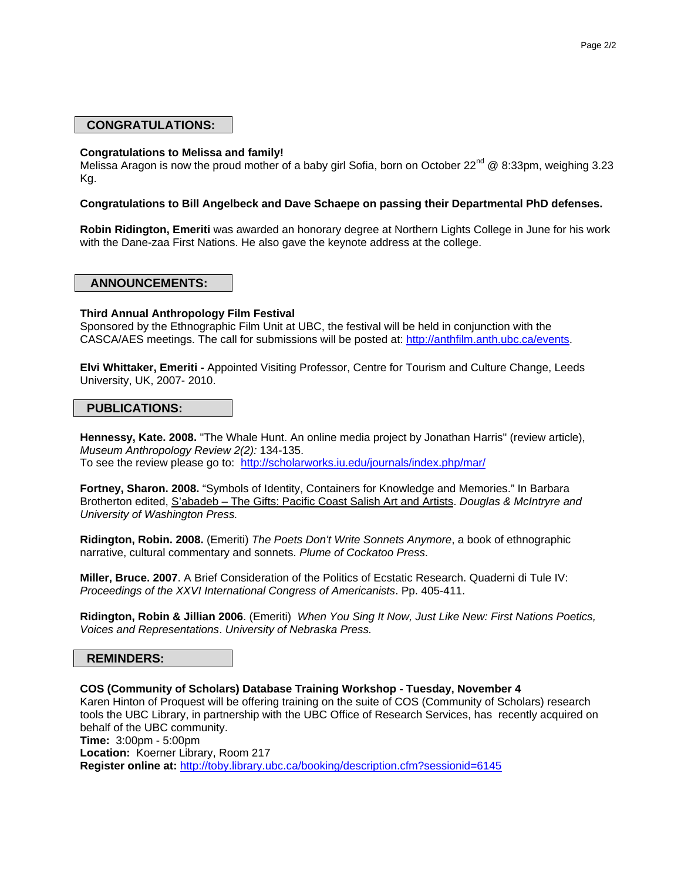## CONGRATULATIONS:

**Congratulations to Melissa and family!**
Melissa Aragon is now the proud mother of a baby girl Sofia, born on October 22nd @ 8:33pm, weighing 3.23 Kg.

**Congratulations to Bill Angelbeck and Dave Schaepe on passing their Departmental PhD defenses.**

**Robin Ridington, Emeriti** was awarded an honorary degree at Northern Lights College in June for his work with the Dane-zaa First Nations. He also gave the keynote address at the college.

## ANNOUNCEMENTS:

**Third Annual Anthropology Film Festival**
Sponsored by the Ethnographic Film Unit at UBC, the festival will be held in conjunction with the CASCA/AES meetings. The call for submissions will be posted at: http://anthfilm.anth.ubc.ca/events.

**Elvi Whittaker, Emeriti -** Appointed Visiting Professor, Centre for Tourism and Culture Change, Leeds University, UK, 2007- 2010.

## PUBLICATIONS:

**Hennessy, Kate. 2008.** "The Whale Hunt. An online media project by Jonathan Harris" (review article), *Museum Anthropology Review 2(2):* 134-135.
To see the review please go to: http://scholarworks.iu.edu/journals/index.php/mar/

**Fortney, Sharon. 2008.** "Symbols of Identity, Containers for Knowledge and Memories." In Barbara Brotherton edited, S'abadeb – The Gifts: Pacific Coast Salish Art and Artists. *Douglas & McIntryre and University of Washington Press.*

**Ridington, Robin. 2008.** (Emeriti) *The Poets Don't Write Sonnets Anymore*, a book of ethnographic narrative, cultural commentary and sonnets. *Plume of Cockatoo Press*.

**Miller, Bruce. 2007**. A Brief Consideration of the Politics of Ecstatic Research. Quaderni di Tule IV: *Proceedings of the XXVI International Congress of Americanists*. Pp. 405-411.

**Ridington, Robin & Jillian 2006**. (Emeriti) *When You Sing It Now, Just Like New: First Nations Poetics, Voices and Representations*. *University of Nebraska Press.*

## REMINDERS:

**COS (Community of Scholars) Database Training Workshop - Tuesday, November 4**
Karen Hinton of Proquest will be offering training on the suite of COS (Community of Scholars) research tools the UBC Library, in partnership with the UBC Office of Research Services, has recently acquired on behalf of the UBC community.
**Time:** 3:00pm - 5:00pm
**Location:** Koerner Library, Room 217
**Register online at:** http://toby.library.ubc.ca/booking/description.cfm?sessionid=6145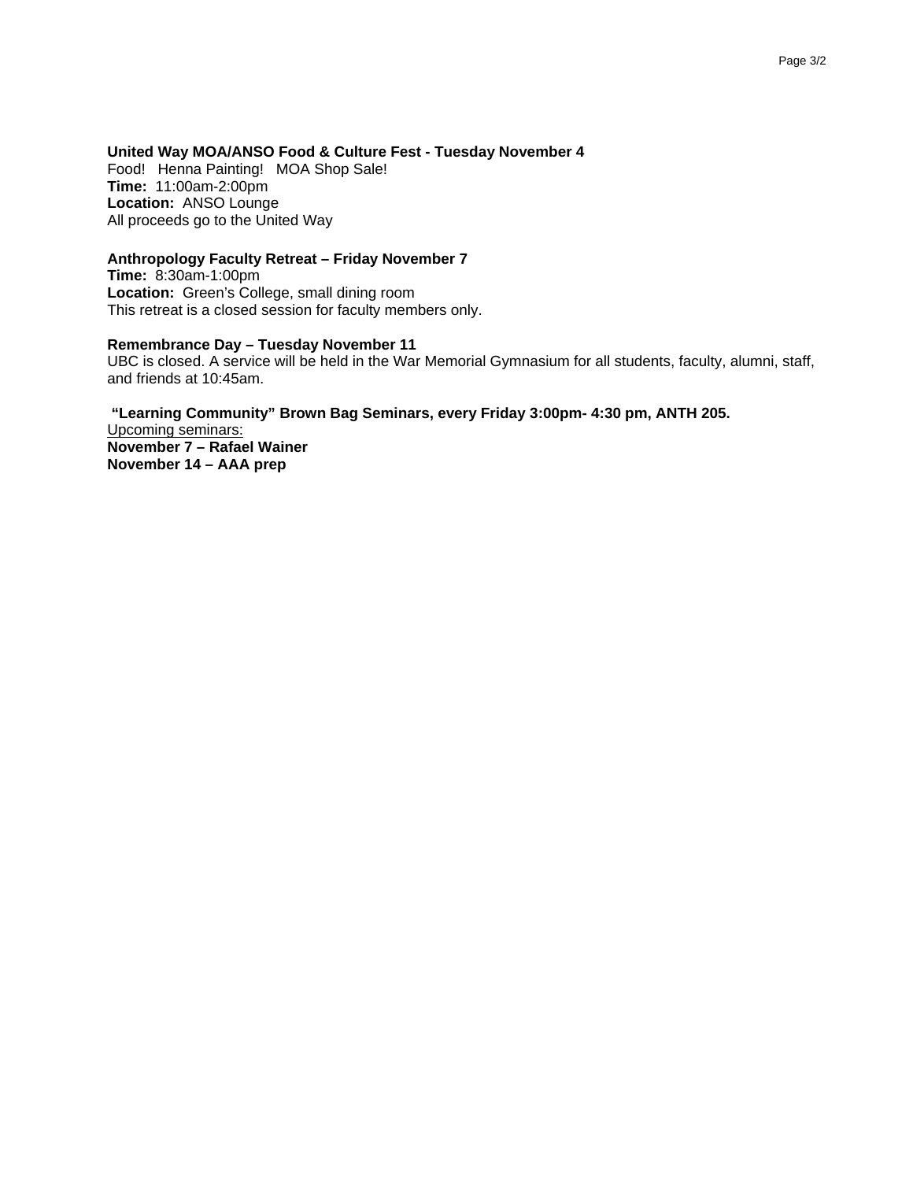**United Way MOA/ANSO Food & Culture Fest - Tuesday November 4**
Food!   Henna Painting!   MOA Shop Sale!
**Time:** 11:00am-2:00pm
**Location:** ANSO Lounge
All proceeds go to the United Way

**Anthropology Faculty Retreat – Friday November 7**
**Time:** 8:30am-1:00pm
**Location:** Green's College, small dining room
This retreat is a closed session for faculty members only.

**Remembrance Day – Tuesday November 11**
UBC is closed. A service will be held in the War Memorial Gymnasium for all students, faculty, alumni, staff, and friends at 10:45am.

**"Learning Community" Brown Bag Seminars, every Friday 3:00pm- 4:30 pm, ANTH 205.**
<u>Upcoming seminars:</u>
**November 7 – Rafael Wainer**
**November 14 – AAA prep**